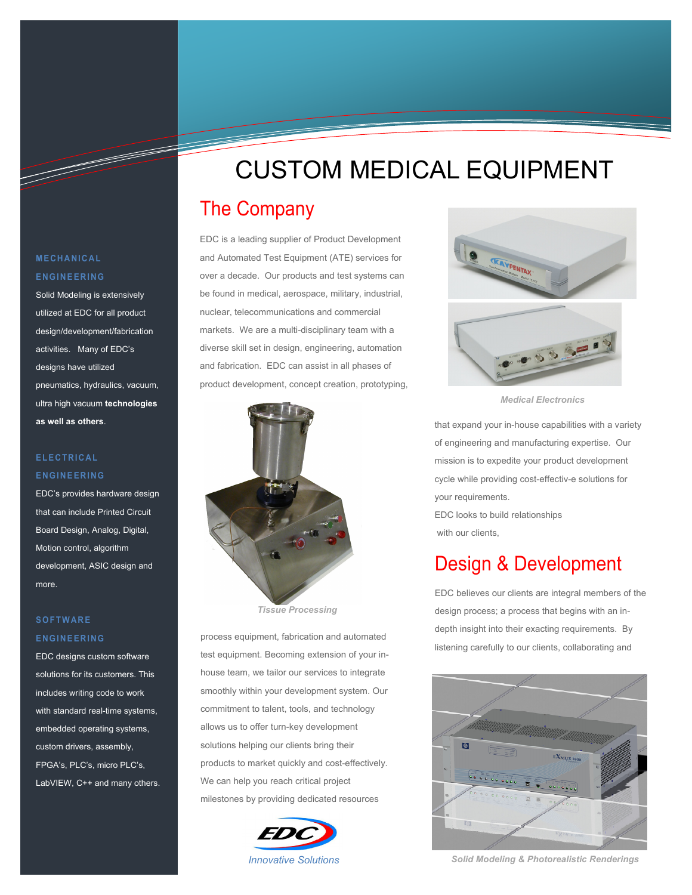# CUSTOM MEDICAL EQUIPMENT

## The Company

EDC is a leading supplier of Product Development and Automated Test Equipment (ATE) services for over a decade. Our products and test systems can be found in medical, aerospace, military, industrial, nuclear, telecommunications and commercial markets. We are a multi-disciplinary team with a diverse skill set in design, engineering, automation and fabrication. EDC can assist in all phases of product development, concept creation, prototyping, process equipment, fabrication and automated test equipment. Becoming extension of your in-house team, we tailor our services to integrate smoothly within your development system. Our commitment to talent, tools, and technology allows us to offer turn-key development solutions helping our clients bring their products to market quickly and cost-effectively. We can help you reach critical project milestones by providing dedicated resources that expand your in-house capabilities with a variety of engineering and manufacturing expertise. Our mission is to expedite your product development cycle while providing cost-effectiv-e solutions for your requirements.

EDC looks to build relationships with our clients,

*Tissue Processing*

*Medical Electronics*

## Design & Development

EDC believes our clients are integral members of the design process; a process that begins with an in-depth insight into their exacting requirements. By listening carefully to our clients, collaborating and

*Solid Modeling & Photorealistic Renderings*

Innovative Solutions

### MECHANICAL ENGINEERING

Solid Modeling is extensively utilized at EDC for all product design/development/fabrication activities. Many of EDC's designs have utilized pneumatics, hydraulics, vacuum, ultra high vacuum **technologies as well as others**.

### ELECTRICAL ENGINEERING

EDC's provides hardware design that can include Printed Circuit Board Design, Analog, Digital, Motion control, algorithm development, ASIC design and more.

### SOFTWARE ENGINEERING

EDC designs custom software solutions for its customers. This includes writing code to work with standard real-time systems, embedded operating systems, custom drivers, assembly, FPGA's, PLC's, micro PLC's, LabVIEW, C++ and many others.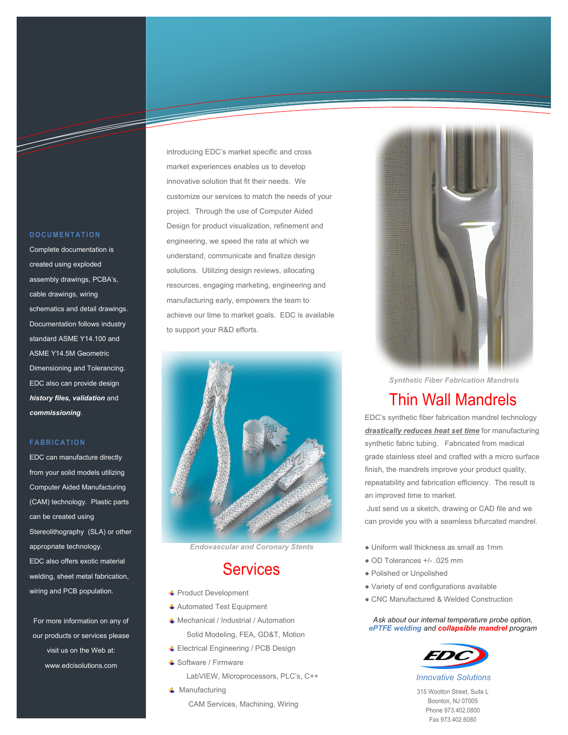## DOCUMENTATION

Complete documentation is created using exploded assembly drawings, PCBA's, cable drawings, wiring schematics and detail drawings. Documentation follows industry standard ASME Y14.100 and ASME Y14.5M Geometric Dimensioning and Tolerancing. EDC also can provide design ***history files, validation*** and ***commissioning***.

## FABRICATION

EDC can manufacture directly from your solid models utilizing Computer Aided Manufacturing (CAM) technology. Plastic parts can be created using Stereolithography (SLA) or other appropriate technology. EDC also offers exotic material welding, sheet metal fabrication, wiring and PCB population.

For more information on any of our products or services please visit us on the Web at: www.edcisolutions.com

introducing EDC's market specific and cross market experiences enables us to develop innovative solution that fit their needs. We customize our services to match the needs of your project. Through the use of Computer Aided Design for product visualization, refinement and engineering, we speed the rate at which we understand, communicate and finalize design solutions. Utilizing design reviews, allocating resources, engaging marketing, engineering and manufacturing early, empowers the team to achieve our time to market goals. EDC is available to support your R&D efforts.

*Endovascular and Coronary Stents*

# Services

- Product Development
- Automated Test Equipment
- Mechanical / Industrial / Automation
  - Solid Modeling, FEA, GD&T, Motion
- Electrical Engineering / PCB Design
- Software / Firmware
  - LabVIEW, Microprocessors, PLC's, C++
- Manufacturing
  - CAM Services, Machining, Wiring

*Synthetic Fiber Fabrication Mandrels*

# Thin Wall Mandrels

EDC's synthetic fiber fabrication mandrel technology ***drastically reduces heat set time*** for manufacturing synthetic fabric tubing. Fabricated from medical grade stainless steel and crafted with a micro surface finish, the mandrels improve your product quality, repeatability and fabrication efficiency. The result is an improved time to market.

Just send us a sketch, drawing or CAD file and we can provide you with a seamless bifurcated mandrel.

- Uniform wall thickness as small as 1mm
- OD Tolerances +/- .025 mm
- Polished or Unpolished
- Variety of end configurations available
- CNC Manufactured & Welded Construction

*Ask about our internal temperature probe option,* ***ePTFE welding*** *and* ***collapsible mandrel*** *program*

EDC

*Innovative Solutions*

315 Wootton Street, Suite L
Boonton, NJ 07005
Phone 973.402.0800
Fax 973.402.6080